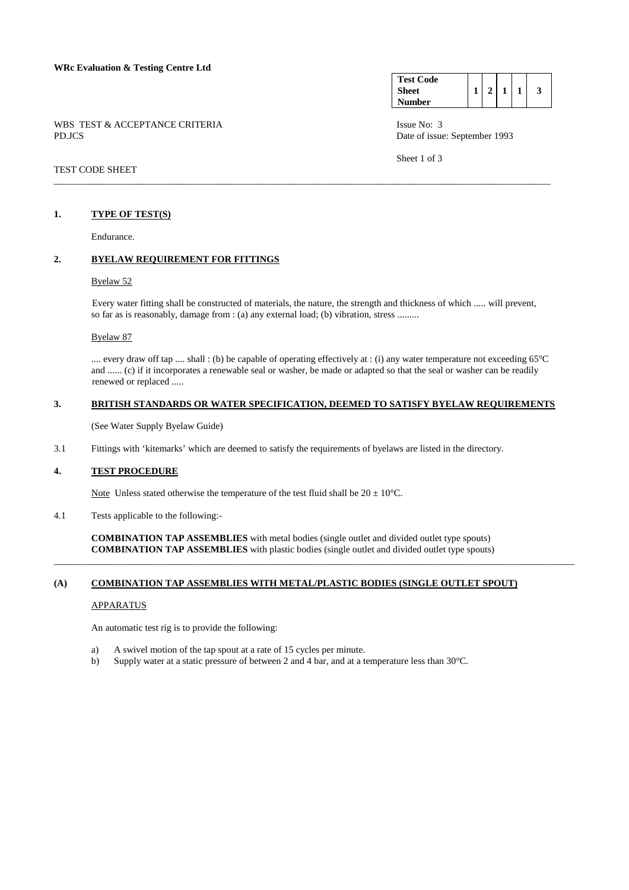**WRc Evaluation & Testing Centre Ltd**

| Test Code Sheet Number | 1 | 2 | 1 | 1 | 3 |
|---|---|---|---|---|---|

WBS TEST & ACCEPTANCE CRITERIA
PD.JCS

Issue No: 3
Date of issue: September 1993

TEST CODE SHEET

---

## 1. TYPE OF TEST(S)

Endurance.

## 2. BYELAW REQUIREMENT FOR FITTINGS

Byelaw 52

Every water fitting shall be constructed of materials, the nature, the strength and thickness of which ..... will prevent, so far as is reasonably, damage from : (a) any external load; (b) vibration, stress .........

Byelaw 87

.... every draw off tap .... shall : (b) be capable of operating effectively at : (i) any water temperature not exceeding 65°C and ...... (c) if it incorporates a renewable seal or washer, be made or adapted so that the seal or washer can be readily renewed or replaced .....

## 3. BRITISH STANDARDS OR WATER SPECIFICATION, DEEMED TO SATISFY BYELAW REQUIREMENTS

(See Water Supply Byelaw Guide)

3.1 Fittings with 'kitemarks' which are deemed to satisfy the requirements of byelaws are listed in the directory.

## 4. TEST PROCEDURE

Note Unless stated otherwise the temperature of the test fluid shall be 20 ± 10°C.

4.1 Tests applicable to the following:-

**COMBINATION TAP ASSEMBLIES** with metal bodies (single outlet and divided outlet type spouts)
**COMBINATION TAP ASSEMBLIES** with plastic bodies (single outlet and divided outlet type spouts)

---

## (A) COMBINATION TAP ASSEMBLIES WITH METAL/PLASTIC BODIES (SINGLE OUTLET SPOUT)

APPARATUS

An automatic test rig is to provide the following:

a) A swivel motion of the tap spout at a rate of 15 cycles per minute.
b) Supply water at a static pressure of between 2 and 4 bar, and at a temperature less than 30°C.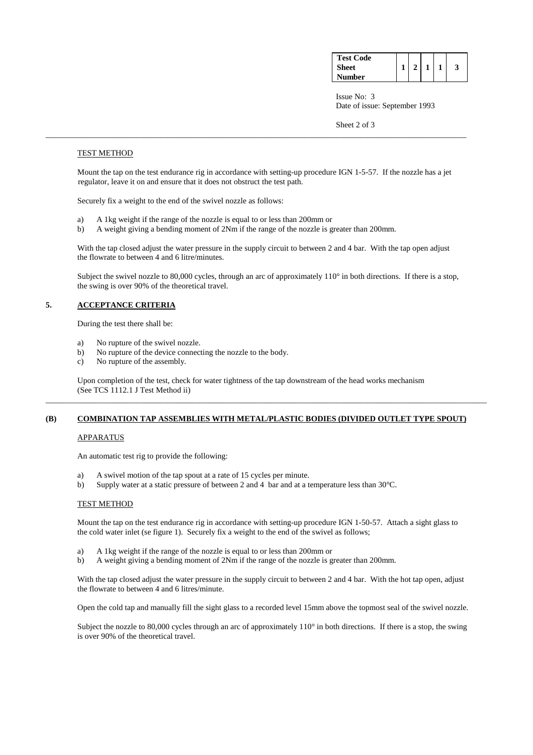| Test Code Sheet Number | 1 | 2 | 1 | 1 | 3 |
|---|---|---|---|---|---|

Issue No: 3
Date of issue: September 1993

TEST METHOD

Mount the tap on the test endurance rig in accordance with setting-up procedure IGN 1-5-57. If the nozzle has a jet regulator, leave it on and ensure that it does not obstruct the test path.

Securely fix a weight to the end of the swivel nozzle as follows:

a) A 1kg weight if the range of the nozzle is equal to or less than 200mm or
b) A weight giving a bending moment of 2Nm if the range of the nozzle is greater than 200mm.

With the tap closed adjust the water pressure in the supply circuit to between 2 and 4 bar. With the tap open adjust the flowrate to between 4 and 6 litre/minutes.

Subject the swivel nozzle to 80,000 cycles, through an arc of approximately 110° in both directions. If there is a stop, the swing is over 90% of the theoretical travel.

## 5. ACCEPTANCE CRITERIA

During the test there shall be:

a) No rupture of the swivel nozzle.
b) No rupture of the device connecting the nozzle to the body.
c) No rupture of the assembly.

Upon completion of the test, check for water tightness of the tap downstream of the head works mechanism (See TCS 1112.1 J Test Method ii)

## (B) COMBINATION TAP ASSEMBLIES WITH METAL/PLASTIC BODIES (DIVIDED OUTLET TYPE SPOUT)

APPARATUS

An automatic test rig to provide the following:

a) A swivel motion of the tap spout at a rate of 15 cycles per minute.
b) Supply water at a static pressure of between 2 and 4 bar and at a temperature less than 30°C.

TEST METHOD

Mount the tap on the test endurance rig in accordance with setting-up procedure IGN 1-50-57. Attach a sight glass to the cold water inlet (se figure 1). Securely fix a weight to the end of the swivel as follows;

a) A 1kg weight if the range of the nozzle is equal to or less than 200mm or
b) A weight giving a bending moment of 2Nm if the range of the nozzle is greater than 200mm.

With the tap closed adjust the water pressure in the supply circuit to between 2 and 4 bar. With the hot tap open, adjust the flowrate to between 4 and 6 litres/minute.

Open the cold tap and manually fill the sight glass to a recorded level 15mm above the topmost seal of the swivel nozzle.

Subject the nozzle to 80,000 cycles through an arc of approximately 110° in both directions. If there is a stop, the swing is over 90% of the theoretical travel.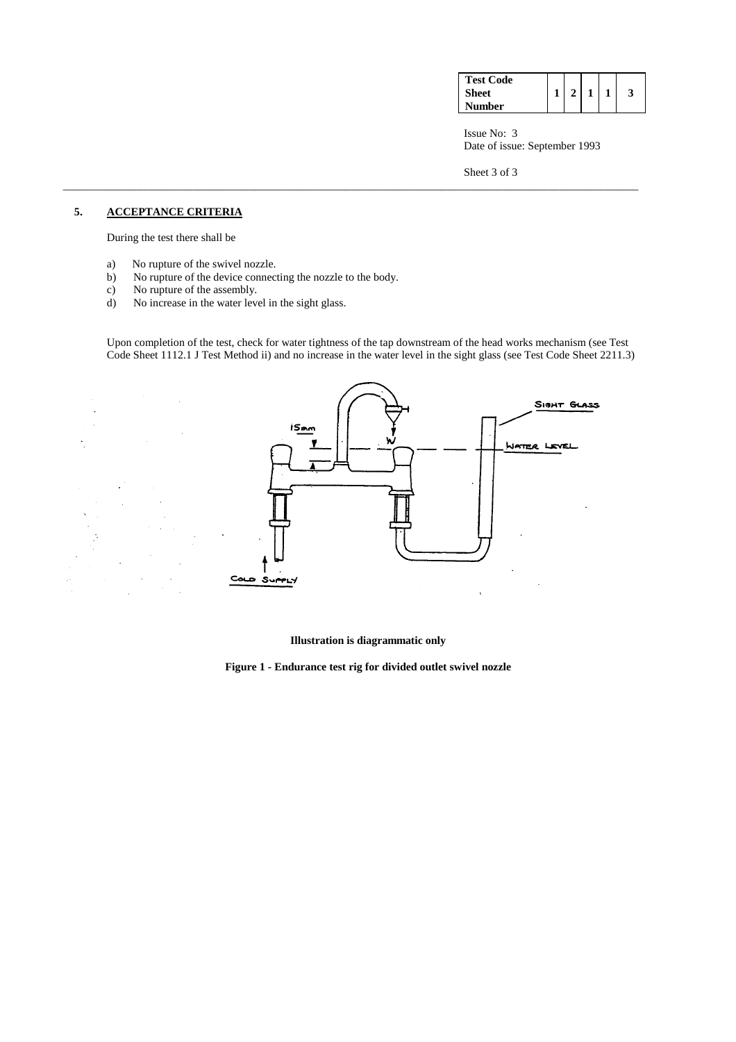## 5. ACCEPTANCE CRITERIA

During the test there shall be

a) No rupture of the swivel nozzle.
b) No rupture of the device connecting the nozzle to the body.
c) No rupture of the assembly.
d) No increase in the water level in the sight glass.

Upon completion of the test, check for water tightness of the tap downstream of the head works mechanism (see Test Code Sheet 1112.1 J Test Method ii) and no increase in the water level in the sight glass (see Test Code Sheet 2211.3)

SIGHT GLASS

15mm

W

WATER LEVEL

COLD SUPPLY

**Illustration is diagrammatic only**

**Figure 1 - Endurance test rig for divided outlet swivel nozzle**